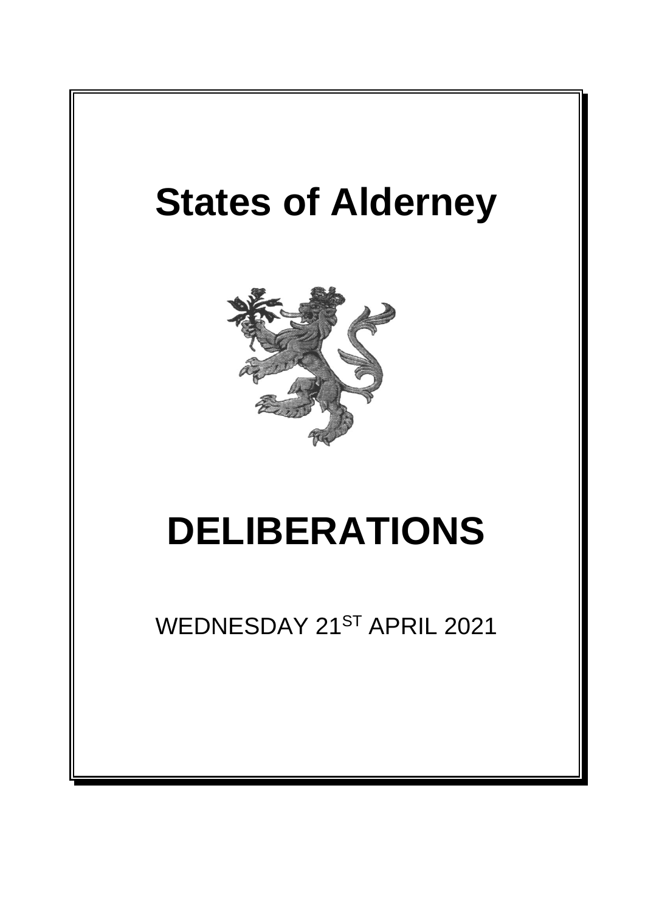# States of Alderney

# DELIBERATIONS

WEDNESDAY 21ST APRIL 2021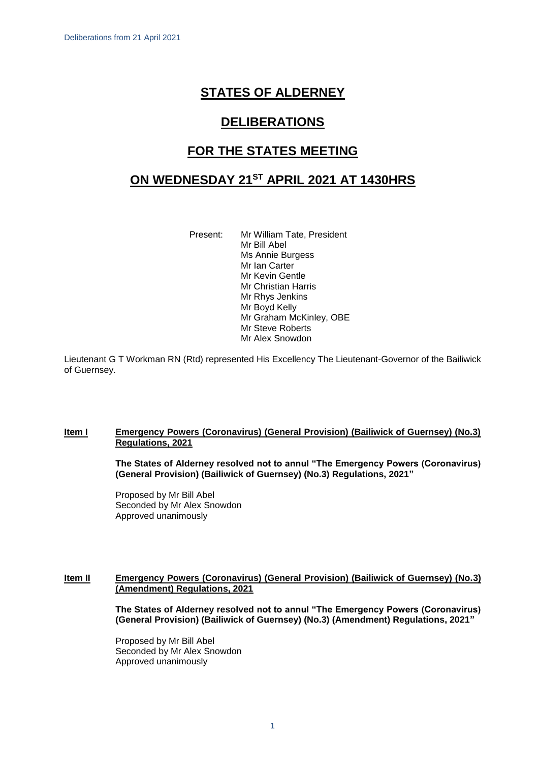# STATES OF ALDERNEY

# DELIBERATIONS

# FOR THE STATES MEETING

# ON WEDNESDAY 21ST APRIL 2021 AT 1430HRS

Present: Mr William Tate, President
Mr Bill Abel
Ms Annie Burgess
Mr Ian Carter
Mr Kevin Gentle
Mr Christian Harris
Mr Rhys Jenkins
Mr Boyd Kelly
Mr Graham McKinley, OBE
Mr Steve Roberts
Mr Alex Snowdon

Lieutenant G T Workman RN (Rtd) represented His Excellency The Lieutenant-Governor of the Bailiwick of Guernsey.

**Item I Emergency Powers (Coronavirus) (General Provision) (Bailiwick of Guernsey) (No.3) Regulations, 2021**

**The States of Alderney resolved not to annul "The Emergency Powers (Coronavirus) (General Provision) (Bailiwick of Guernsey) (No.3) Regulations, 2021"**

Proposed by Mr Bill Abel
Seconded by Mr Alex Snowdon
Approved unanimously

**Item II Emergency Powers (Coronavirus) (General Provision) (Bailiwick of Guernsey) (No.3) (Amendment) Regulations, 2021**

**The States of Alderney resolved not to annul "The Emergency Powers (Coronavirus) (General Provision) (Bailiwick of Guernsey) (No.3) (Amendment) Regulations, 2021"**

Proposed by Mr Bill Abel
Seconded by Mr Alex Snowdon
Approved unanimously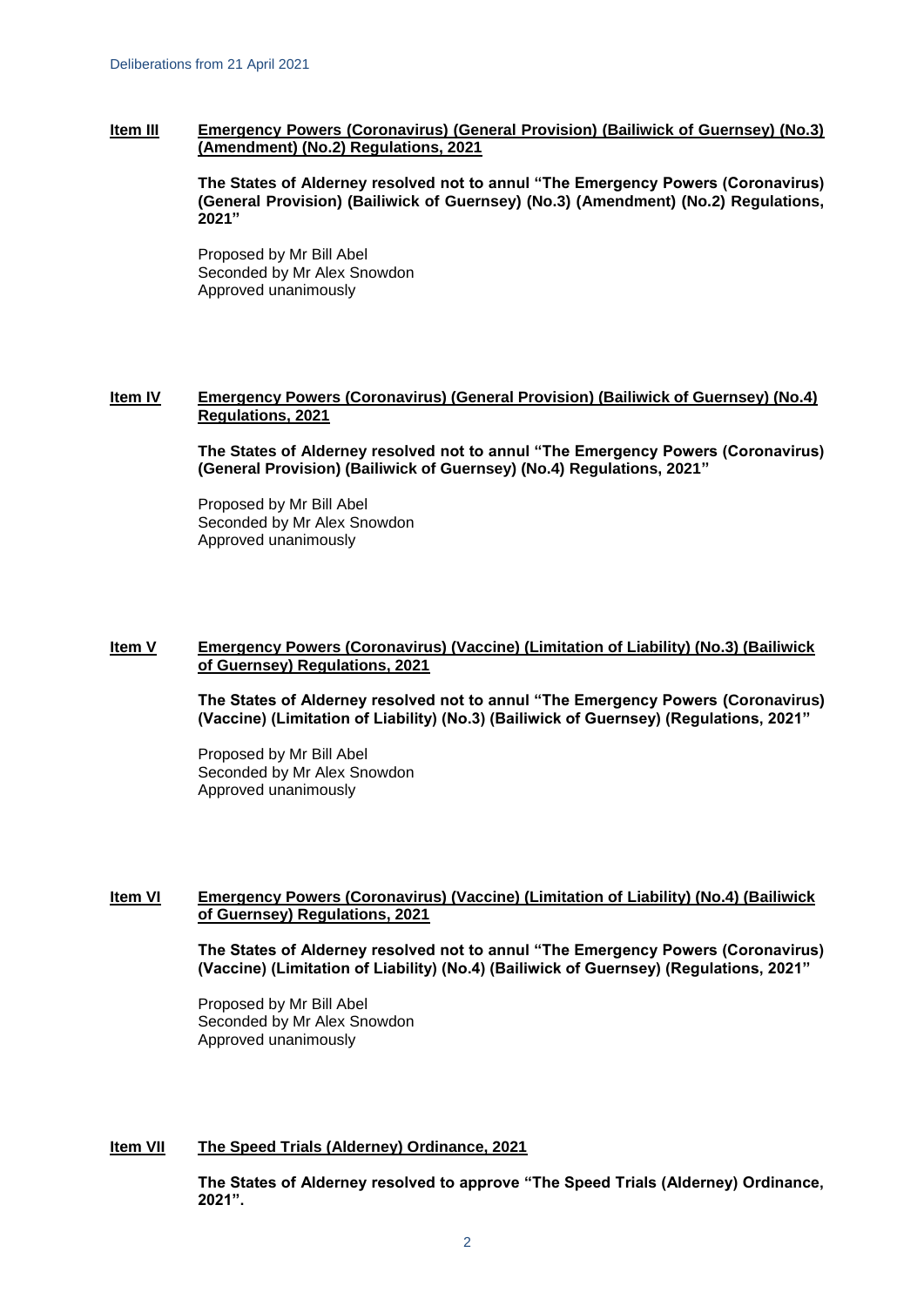**Item III** **Emergency Powers (Coronavirus) (General Provision) (Bailiwick of Guernsey) (No.3) (Amendment) (No.2) Regulations, 2021**

**The States of Alderney resolved not to annul "The Emergency Powers (Coronavirus) (General Provision) (Bailiwick of Guernsey) (No.3) (Amendment) (No.2) Regulations, 2021"**

Proposed by Mr Bill Abel
Seconded by Mr Alex Snowdon
Approved unanimously

**Item IV** **Emergency Powers (Coronavirus) (General Provision) (Bailiwick of Guernsey) (No.4) Regulations, 2021**

**The States of Alderney resolved not to annul "The Emergency Powers (Coronavirus) (General Provision) (Bailiwick of Guernsey) (No.4) Regulations, 2021"**

Proposed by Mr Bill Abel
Seconded by Mr Alex Snowdon
Approved unanimously

**Item V** **Emergency Powers (Coronavirus) (Vaccine) (Limitation of Liability) (No.3) (Bailiwick of Guernsey) Regulations, 2021**

**The States of Alderney resolved not to annul "The Emergency Powers (Coronavirus) (Vaccine) (Limitation of Liability) (No.3) (Bailiwick of Guernsey) (Regulations, 2021"**

Proposed by Mr Bill Abel
Seconded by Mr Alex Snowdon
Approved unanimously

**Item VI** **Emergency Powers (Coronavirus) (Vaccine) (Limitation of Liability) (No.4) (Bailiwick of Guernsey) Regulations, 2021**

**The States of Alderney resolved not to annul "The Emergency Powers (Coronavirus) (Vaccine) (Limitation of Liability) (No.4) (Bailiwick of Guernsey) (Regulations, 2021"**

Proposed by Mr Bill Abel
Seconded by Mr Alex Snowdon
Approved unanimously

**Item VII** **The Speed Trials (Alderney) Ordinance, 2021**

**The States of Alderney resolved to approve "The Speed Trials (Alderney) Ordinance, 2021".**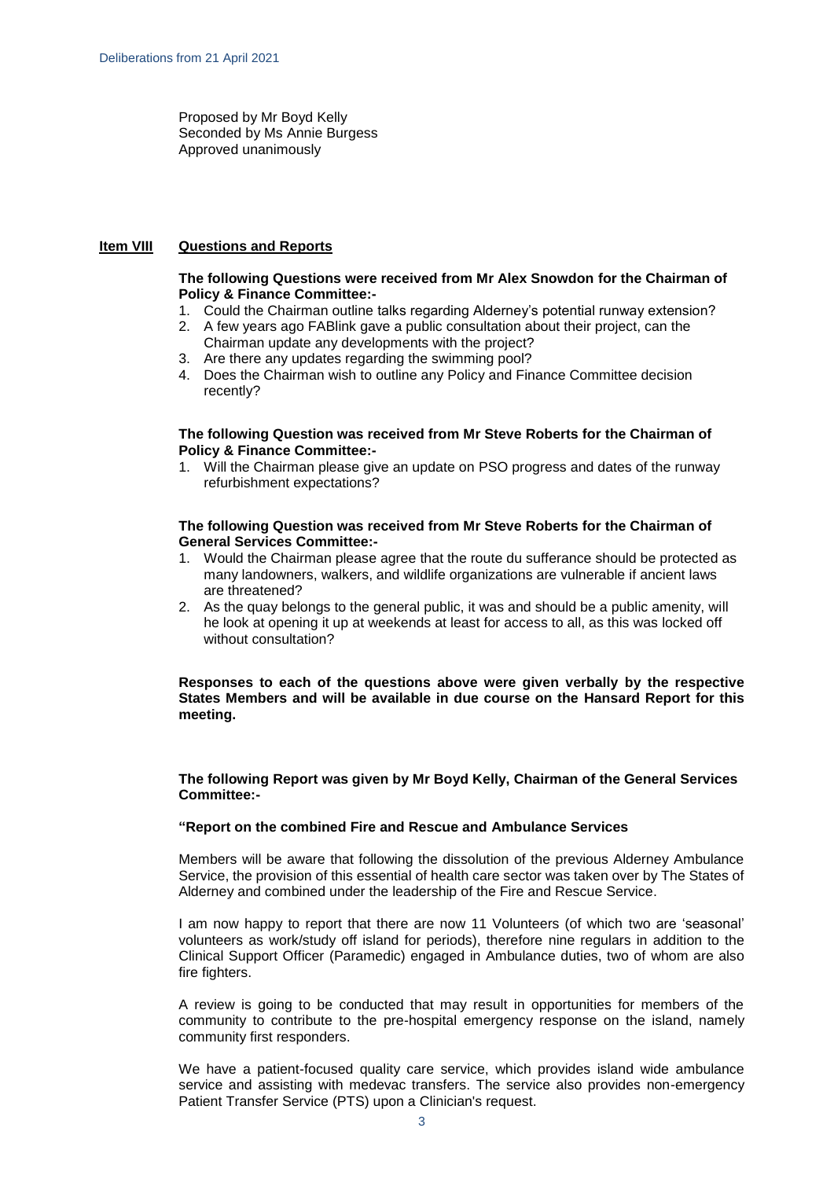Proposed by Mr Boyd Kelly
Seconded by Ms Annie Burgess
Approved unanimously

## Item VIII Questions and Reports

**The following Questions were received from Mr Alex Snowdon for the Chairman of Policy & Finance Committee:-**

1. Could the Chairman outline talks regarding Alderney's potential runway extension?
2. A few years ago FABlink gave a public consultation about their project, can the Chairman update any developments with the project?
3. Are there any updates regarding the swimming pool?
4. Does the Chairman wish to outline any Policy and Finance Committee decision recently?

**The following Question was received from Mr Steve Roberts for the Chairman of Policy & Finance Committee:-**

1. Will the Chairman please give an update on PSO progress and dates of the runway refurbishment expectations?

**The following Question was received from Mr Steve Roberts for the Chairman of General Services Committee:-**

1. Would the Chairman please agree that the route du sufferance should be protected as many landowners, walkers, and wildlife organizations are vulnerable if ancient laws are threatened?
2. As the quay belongs to the general public, it was and should be a public amenity, will he look at opening it up at weekends at least for access to all, as this was locked off without consultation?

**Responses to each of the questions above were given verbally by the respective States Members and will be available in due course on the Hansard Report for this meeting.**

**The following Report was given by Mr Boyd Kelly, Chairman of the General Services Committee:-**

**"Report on the combined Fire and Rescue and Ambulance Services**

Members will be aware that following the dissolution of the previous Alderney Ambulance Service, the provision of this essential of health care sector was taken over by The States of Alderney and combined under the leadership of the Fire and Rescue Service.

I am now happy to report that there are now 11 Volunteers (of which two are 'seasonal' volunteers as work/study off island for periods), therefore nine regulars in addition to the Clinical Support Officer (Paramedic) engaged in Ambulance duties, two of whom are also fire fighters.

A review is going to be conducted that may result in opportunities for members of the community to contribute to the pre-hospital emergency response on the island, namely community first responders.

We have a patient-focused quality care service, which provides island wide ambulance service and assisting with medevac transfers. The service also provides non-emergency Patient Transfer Service (PTS) upon a Clinician's request.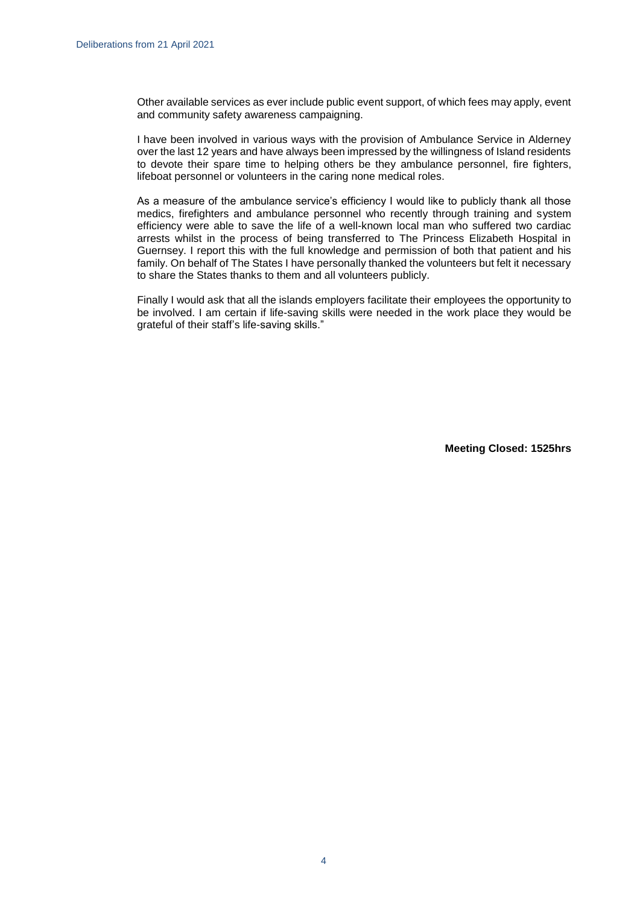Other available services as ever include public event support, of which fees may apply, event and community safety awareness campaigning.

I have been involved in various ways with the provision of Ambulance Service in Alderney over the last 12 years and have always been impressed by the willingness of Island residents to devote their spare time to helping others be they ambulance personnel, fire fighters, lifeboat personnel or volunteers in the caring none medical roles.

As a measure of the ambulance service's efficiency I would like to publicly thank all those medics, firefighters and ambulance personnel who recently through training and system efficiency were able to save the life of a well-known local man who suffered two cardiac arrests whilst in the process of being transferred to The Princess Elizabeth Hospital in Guernsey. I report this with the full knowledge and permission of both that patient and his family. On behalf of The States I have personally thanked the volunteers but felt it necessary to share the States thanks to them and all volunteers publicly.

Finally I would ask that all the islands employers facilitate their employees the opportunity to be involved. I am certain if life-saving skills were needed in the work place they would be grateful of their staff's life-saving skills."

**Meeting Closed: 1525hrs**